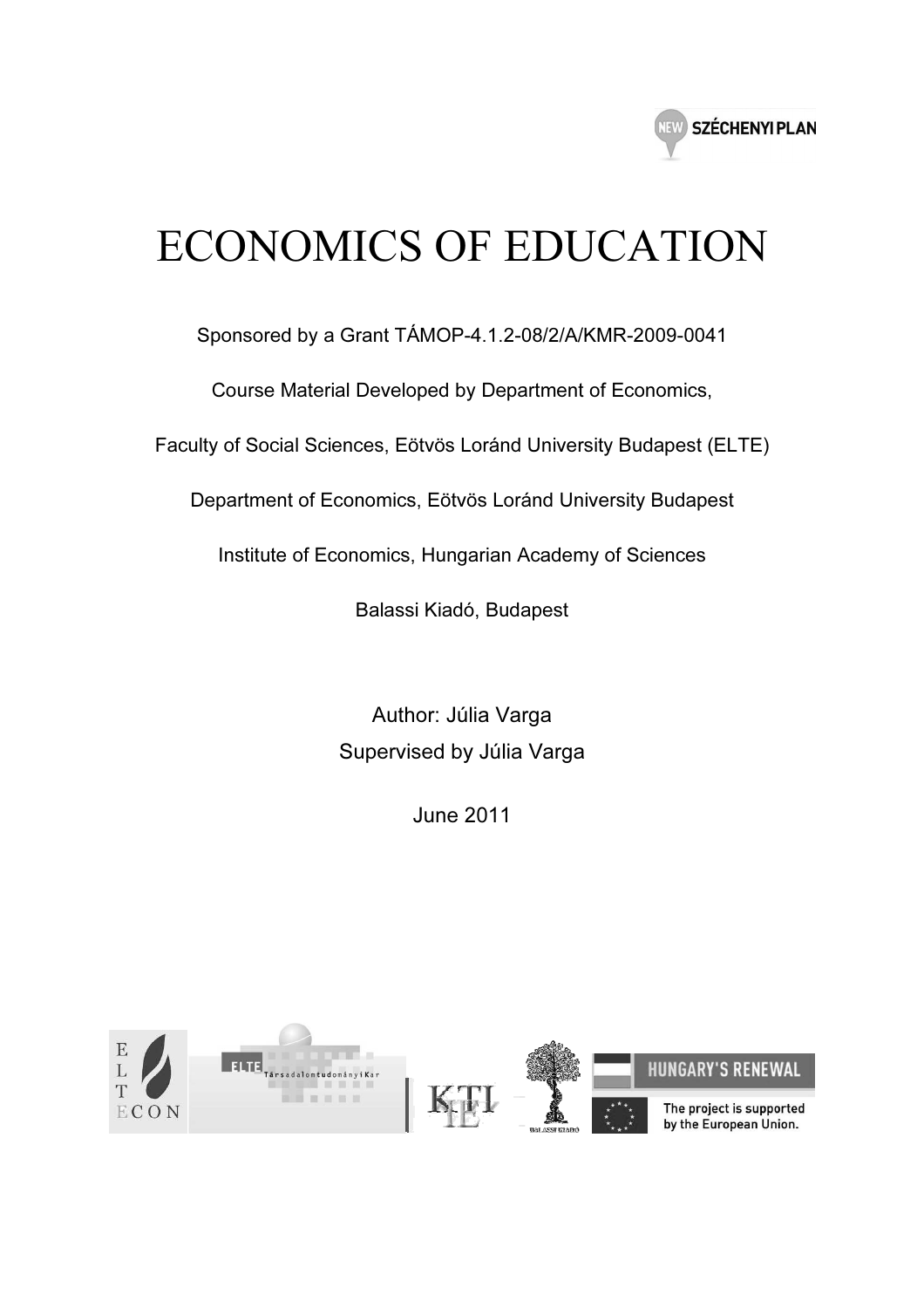NEW SZÉCHENYI PLAN

# ECONOMICS OF EDUCATION

Sponsored by a Grant TÁMOP-4.1.2-08/2/A/KMR-2009-0041

Course Material Developed by Department of Economics,

Faculty of Social Sciences, Eötvös Loránd University Budapest (ELTE)

Department of Economics, Eötvös Loránd University Budapest

Institute of Economics, Hungarian Academy of Sciences

Balassi Kiadó, Budapest

Author: Júlia Varga

Supervised by Júlia Varga

June 2011

ELTE ECON | ELTE Társadalomtudományi Kar | KTI IE | BALASSI KIADÓ | HUNGARY'S RENEWAL

The project is supported by the European Union.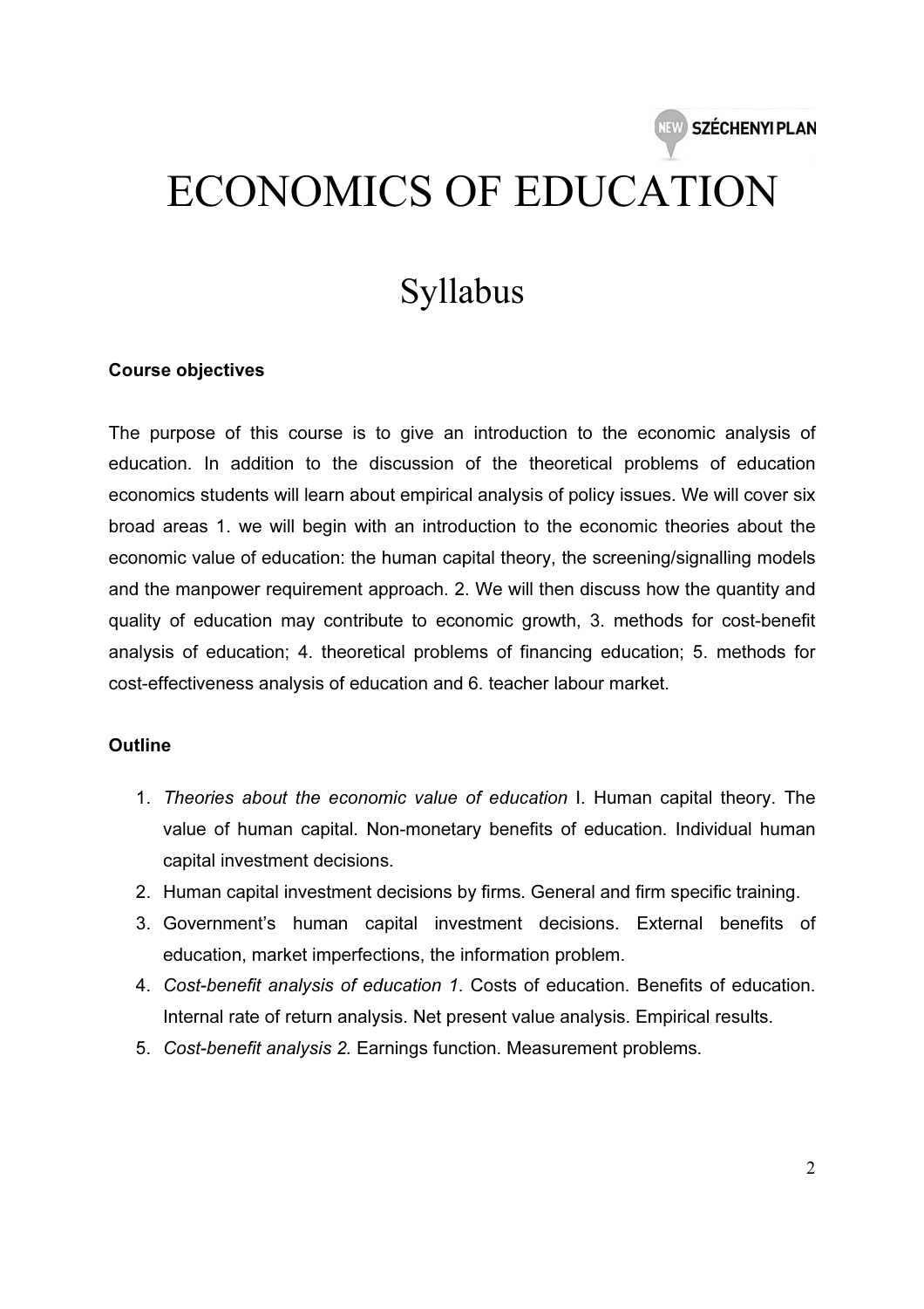# ECONOMICS OF EDUCATION

## Syllabus

**Course objectives**

The purpose of this course is to give an introduction to the economic analysis of education. In addition to the discussion of the theoretical problems of education economics students will learn about empirical analysis of policy issues. We will cover six broad areas 1. we will begin with an introduction to the economic theories about the economic value of education: the human capital theory, the screening/signalling models and the manpower requirement approach. 2. We will then discuss how the quantity and quality of education may contribute to economic growth, 3. methods for cost-benefit analysis of education; 4. theoretical problems of financing education; 5. methods for cost-effectiveness analysis of education and 6. teacher labour market.

**Outline**

1. *Theories about the economic value of education* I. Human capital theory. The value of human capital. Non-monetary benefits of education. Individual human capital investment decisions.
2. Human capital investment decisions by firms. General and firm specific training.
3. Government's human capital investment decisions. External benefits of education, market imperfections, the information problem.
4. *Cost-benefit analysis of education 1*. Costs of education. Benefits of education. Internal rate of return analysis. Net present value analysis. Empirical results.
5. *Cost-benefit analysis 2.* Earnings function. Measurement problems.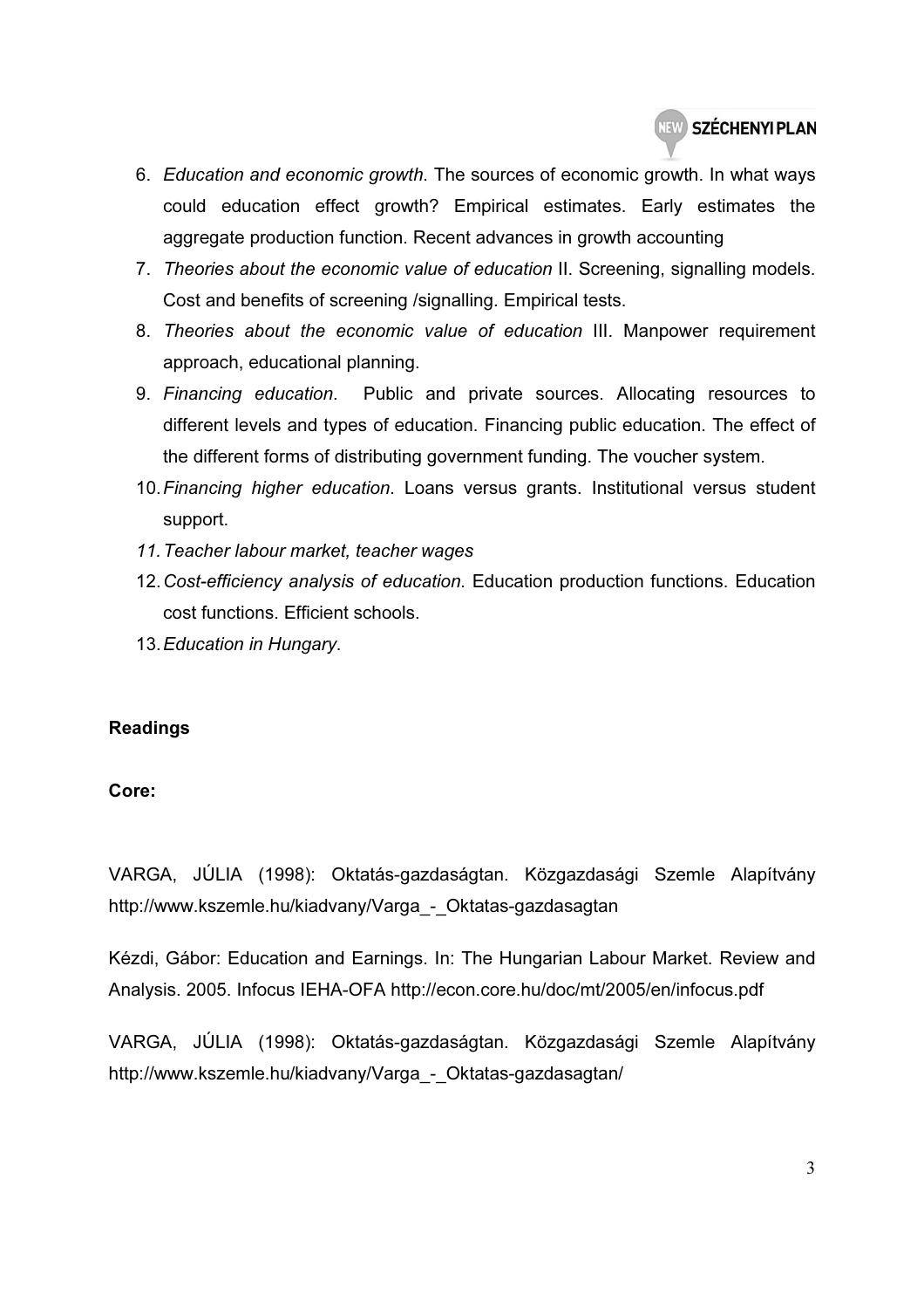6. *Education and economic growth.* The sources of economic growth. In what ways could education effect growth? Empirical estimates. Early estimates the aggregate production function. Recent advances in growth accounting
7. *Theories about the economic value of education* II. Screening, signalling models. Cost and benefits of screening /signalling. Empirical tests.
8. *Theories about the economic value of education* III. Manpower requirement approach, educational planning.
9. *Financing education*. Public and private sources. Allocating resources to different levels and types of education. Financing public education. The effect of the different forms of distributing government funding. The voucher system.
10. *Financing higher education*. Loans versus grants. Institutional versus student support.
11. *Teacher labour market, teacher wages*
12. *Cost-efficiency analysis of education.* Education production functions. Education cost functions. Efficient schools.
13. *Education in Hungary*.

**Readings**

**Core:**

VARGA, JÚLIA (1998): Oktatás-gazdaságtan. Közgazdasági Szemle Alapítvány http://www.kszemle.hu/kiadvany/Varga_-_Oktatas-gazdasagtan

Kézdi, Gábor: Education and Earnings. In: The Hungarian Labour Market. Review and Analysis. 2005. Infocus IEHA-OFA http://econ.core.hu/doc/mt/2005/en/infocus.pdf

VARGA, JÚLIA (1998): Oktatás-gazdaságtan. Közgazdasági Szemle Alapítvány http://www.kszemle.hu/kiadvany/Varga_-_Oktatas-gazdasagtan/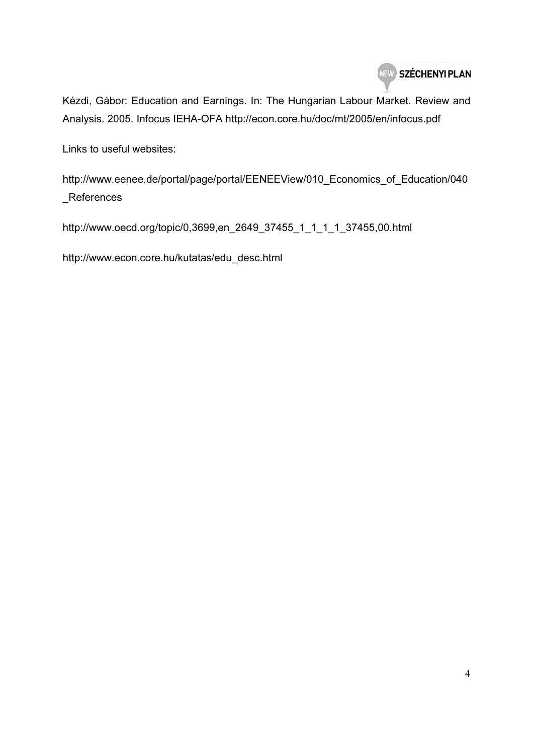Kézdi, Gábor: Education and Earnings. In: The Hungarian Labour Market. Review and Analysis. 2005. Infocus IEHA-OFA http://econ.core.hu/doc/mt/2005/en/infocus.pdf

Links to useful websites:

http://www.eenee.de/portal/page/portal/EENEEView/010_Economics_of_Education/040_References

http://www.oecd.org/topic/0,3699,en_2649_37455_1_1_1_1_37455,00.html

http://www.econ.core.hu/kutatas/edu_desc.html